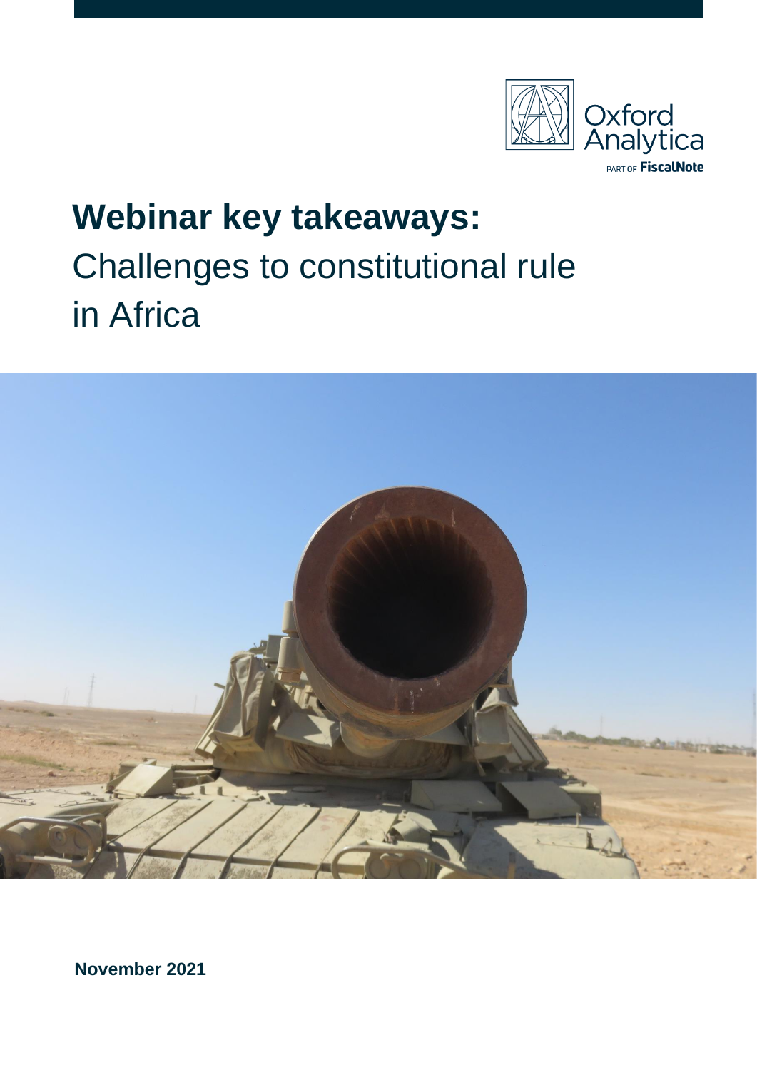# Webinar key takeaways:

Challenges to constitutional rule in Africa

**November 2021**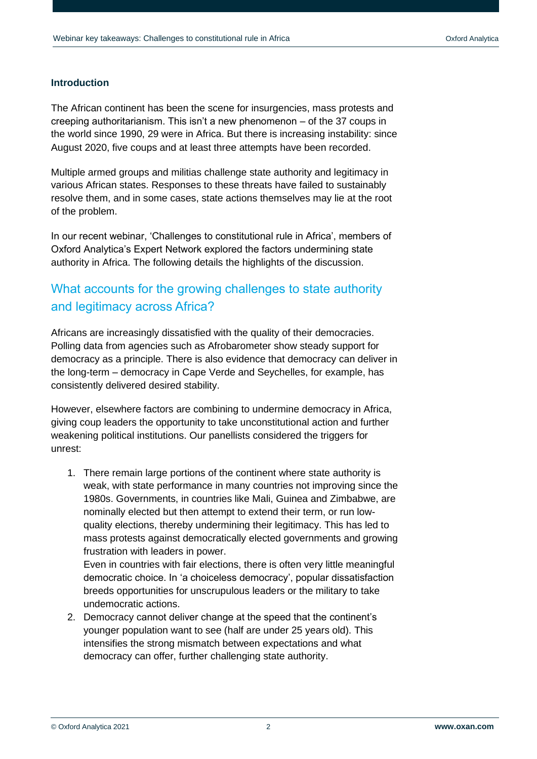## Introduction

The African continent has been the scene for insurgencies, mass protests and creeping authoritarianism. This isn't a new phenomenon – of the 37 coups in the world since 1990, 29 were in Africa. But there is increasing instability: since August 2020, five coups and at least three attempts have been recorded.

Multiple armed groups and militias challenge state authority and legitimacy in various African states. Responses to these threats have failed to sustainably resolve them, and in some cases, state actions themselves may lie at the root of the problem.

In our recent webinar, 'Challenges to constitutional rule in Africa', members of Oxford Analytica's Expert Network explored the factors undermining state authority in Africa. The following details the highlights of the discussion.

## What accounts for the growing challenges to state authority and legitimacy across Africa?

Africans are increasingly dissatisfied with the quality of their democracies. Polling data from agencies such as Afrobarometer show steady support for democracy as a principle. There is also evidence that democracy can deliver in the long-term – democracy in Cape Verde and Seychelles, for example, has consistently delivered desired stability.

However, elsewhere factors are combining to undermine democracy in Africa, giving coup leaders the opportunity to take unconstitutional action and further weakening political institutions. Our panellists considered the triggers for unrest:

1. There remain large portions of the continent where state authority is weak, with state performance in many countries not improving since the 1980s. Governments, in countries like Mali, Guinea and Zimbabwe, are nominally elected but then attempt to extend their term, or run low-quality elections, thereby undermining their legitimacy. This has led to mass protests against democratically elected governments and growing frustration with leaders in power.
   
   Even in countries with fair elections, there is often very little meaningful democratic choice. In 'a choiceless democracy', popular dissatisfaction breeds opportunities for unscrupulous leaders or the military to take undemocratic actions.
2. Democracy cannot deliver change at the speed that the continent's younger population want to see (half are under 25 years old). This intensifies the strong mismatch between expectations and what democracy can offer, further challenging state authority.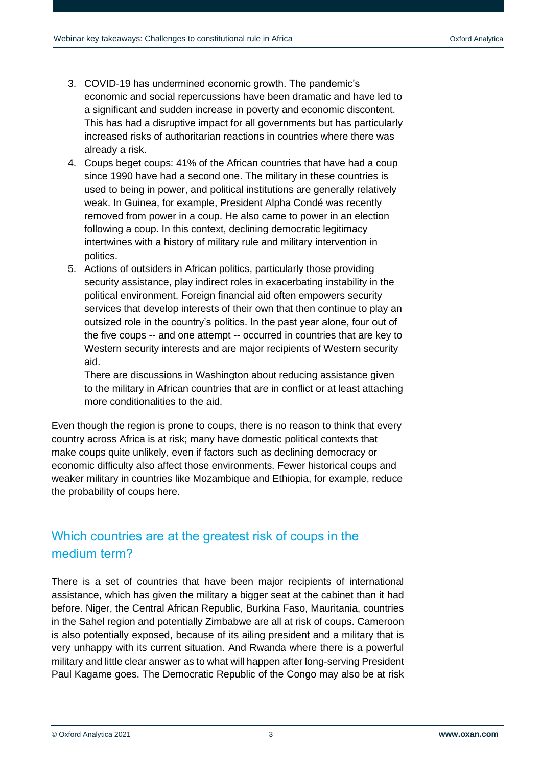3. COVID-19 has undermined economic growth. The pandemic's economic and social repercussions have been dramatic and have led to a significant and sudden increase in poverty and economic discontent. This has had a disruptive impact for all governments but has particularly increased risks of authoritarian reactions in countries where there was already a risk.
4. Coups beget coups: 41% of the African countries that have had a coup since 1990 have had a second one. The military in these countries is used to being in power, and political institutions are generally relatively weak. In Guinea, for example, President Alpha Condé was recently removed from power in a coup. He also came to power in an election following a coup. In this context, declining democratic legitimacy intertwines with a history of military rule and military intervention in politics.
5. Actions of outsiders in African politics, particularly those providing security assistance, play indirect roles in exacerbating instability in the political environment. Foreign financial aid often empowers security services that develop interests of their own that then continue to play an outsized role in the country's politics. In the past year alone, four out of the five coups -- and one attempt -- occurred in countries that are key to Western security interests and are major recipients of Western security aid.

   There are discussions in Washington about reducing assistance given to the military in African countries that are in conflict or at least attaching more conditionalities to the aid.

Even though the region is prone to coups, there is no reason to think that every country across Africa is at risk; many have domestic political contexts that make coups quite unlikely, even if factors such as declining democracy or economic difficulty also affect those environments. Fewer historical coups and weaker military in countries like Mozambique and Ethiopia, for example, reduce the probability of coups here.

## Which countries are at the greatest risk of coups in the medium term?

There is a set of countries that have been major recipients of international assistance, which has given the military a bigger seat at the cabinet than it had before. Niger, the Central African Republic, Burkina Faso, Mauritania, countries in the Sahel region and potentially Zimbabwe are all at risk of coups. Cameroon is also potentially exposed, because of its ailing president and a military that is very unhappy with its current situation. And Rwanda where there is a powerful military and little clear answer as to what will happen after long-serving President Paul Kagame goes. The Democratic Republic of the Congo may also be at risk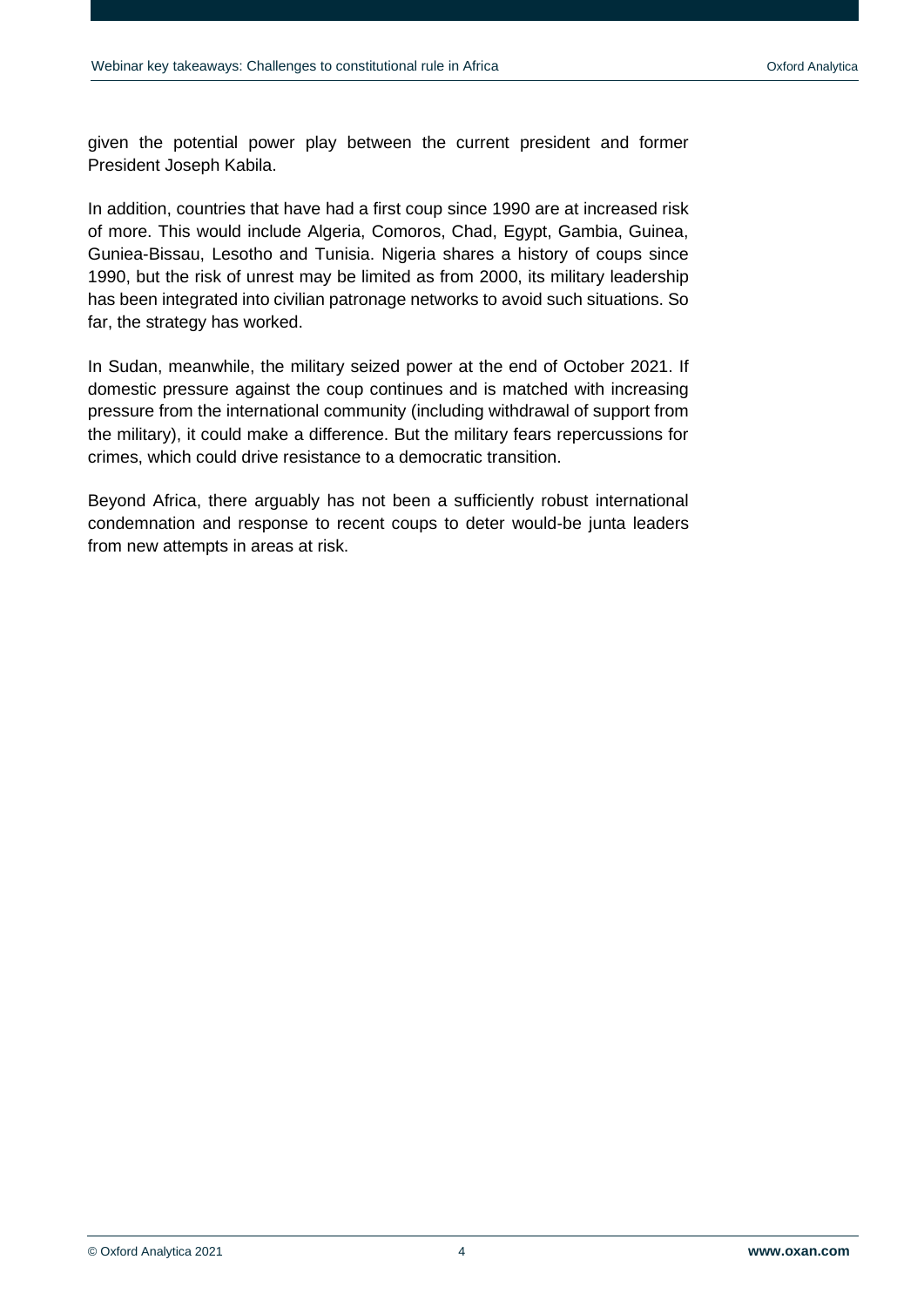given the potential power play between the current president and former President Joseph Kabila.

In addition, countries that have had a first coup since 1990 are at increased risk of more. This would include Algeria, Comoros, Chad, Egypt, Gambia, Guinea, Guniea-Bissau, Lesotho and Tunisia. Nigeria shares a history of coups since 1990, but the risk of unrest may be limited as from 2000, its military leadership has been integrated into civilian patronage networks to avoid such situations. So far, the strategy has worked.

In Sudan, meanwhile, the military seized power at the end of October 2021. If domestic pressure against the coup continues and is matched with increasing pressure from the international community (including withdrawal of support from the military), it could make a difference. But the military fears repercussions for crimes, which could drive resistance to a democratic transition.

Beyond Africa, there arguably has not been a sufficiently robust international condemnation and response to recent coups to deter would-be junta leaders from new attempts in areas at risk.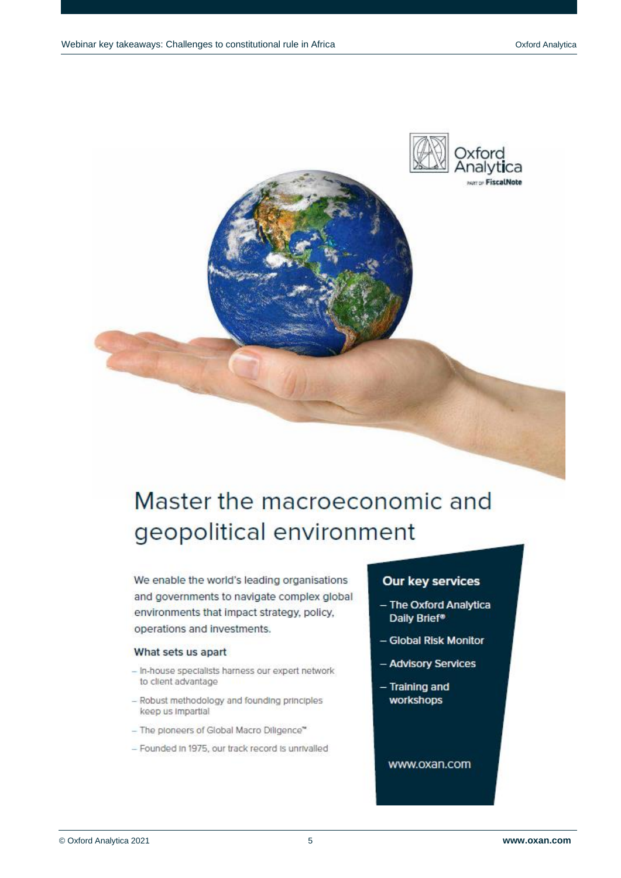Oxford Analytica

PART OF FiscalNote

# Master the macroeconomic and geopolitical environment

We enable the world's leading organisations and governments to navigate complex global environments that impact strategy, policy, operations and investments.

### What sets us apart

- In-house specialists harness our expert network to client advantage
- Robust methodology and founding principles keep us impartial
- The pioneers of Global Macro Diligence™
- Founded in 1975, our track record is unrivalled

### Our key services

- The Oxford Analytica Daily Brief®
- Global Risk Monitor
- Advisory Services
- Training and workshops

www.oxan.com